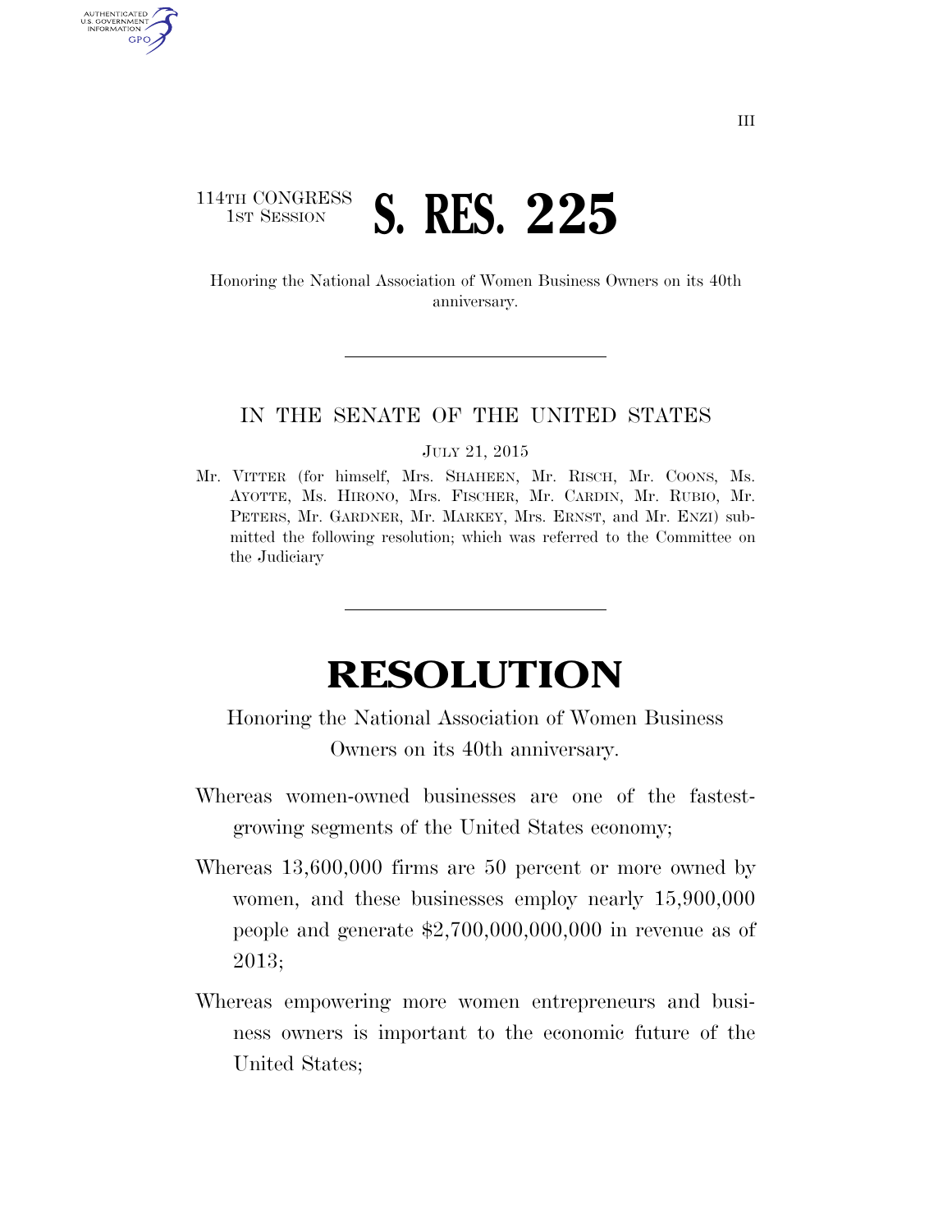114TH CONGRESS
1ST SESSION

# S. RES. 225

Honoring the National Association of Women Business Owners on its 40th anniversary.

---

IN THE SENATE OF THE UNITED STATES

JULY 21, 2015

Mr. VITTER (for himself, Mrs. SHAHEEN, Mr. RISCH, Mr. COONS, Ms. AYOTTE, Ms. HIRONO, Mrs. FISCHER, Mr. CARDIN, Mr. RUBIO, Mr. PETERS, Mr. GARDNER, Mr. MARKEY, Mrs. ERNST, and Mr. ENZI) submitted the following resolution; which was referred to the Committee on the Judiciary

---

# RESOLUTION

Honoring the National Association of Women Business Owners on its 40th anniversary.

Whereas women-owned businesses are one of the fastest-growing segments of the United States economy;

Whereas 13,600,000 firms are 50 percent or more owned by women, and these businesses employ nearly 15,900,000 people and generate $2,700,000,000,000 in revenue as of 2013;

Whereas empowering more women entrepreneurs and business owners is important to the economic future of the United States;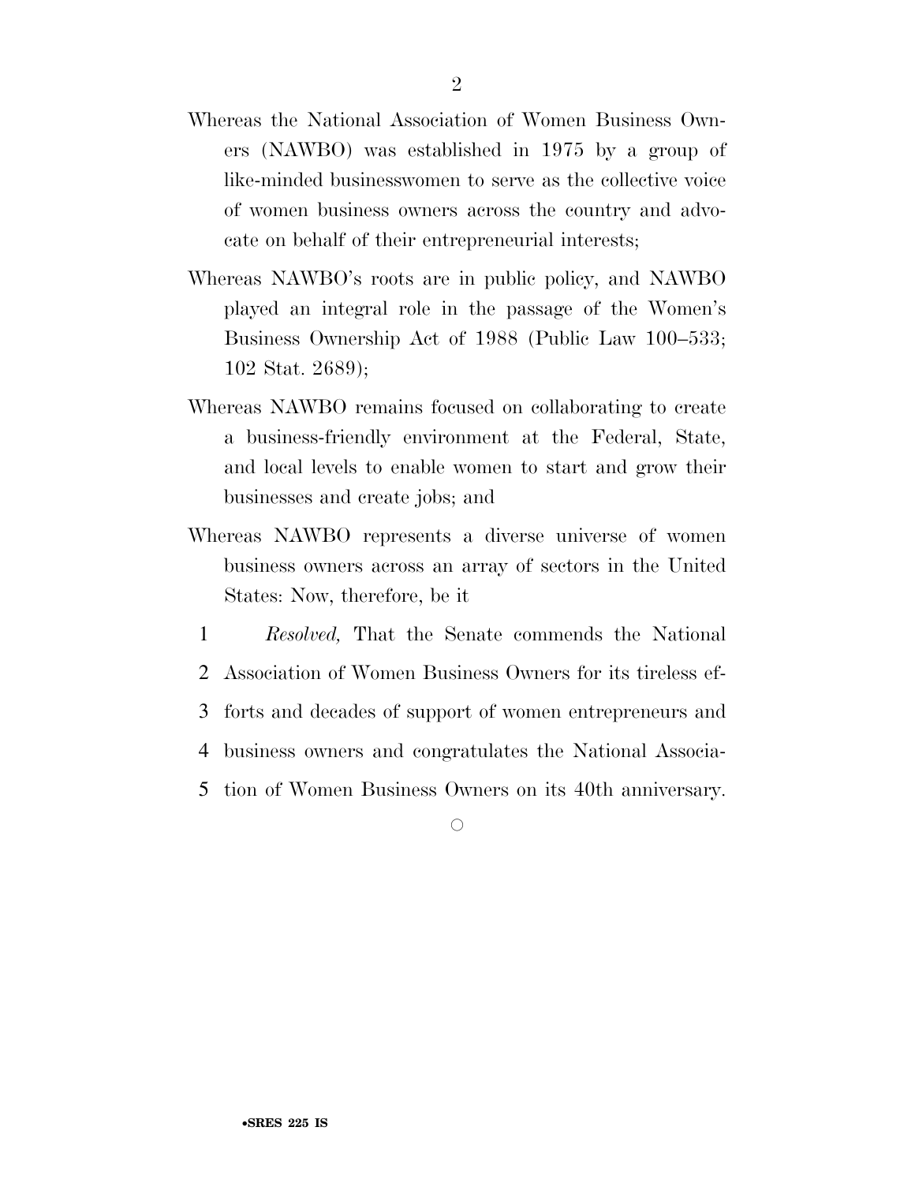Whereas the National Association of Women Business Owners (NAWBO) was established in 1975 by a group of like-minded businesswomen to serve as the collective voice of women business owners across the country and advocate on behalf of their entrepreneurial interests;

Whereas NAWBO's roots are in public policy, and NAWBO played an integral role in the passage of the Women's Business Ownership Act of 1988 (Public Law 100–533; 102 Stat. 2689);

Whereas NAWBO remains focused on collaborating to create a business-friendly environment at the Federal, State, and local levels to enable women to start and grow their businesses and create jobs; and

Whereas NAWBO represents a diverse universe of women business owners across an array of sectors in the United States: Now, therefore, be it

1 *Resolved,* That the Senate commends the National
2 Association of Women Business Owners for its tireless ef-
3 forts and decades of support of women entrepreneurs and
4 business owners and congratulates the National Associa-
5 tion of Women Business Owners on its 40th anniversary.

○